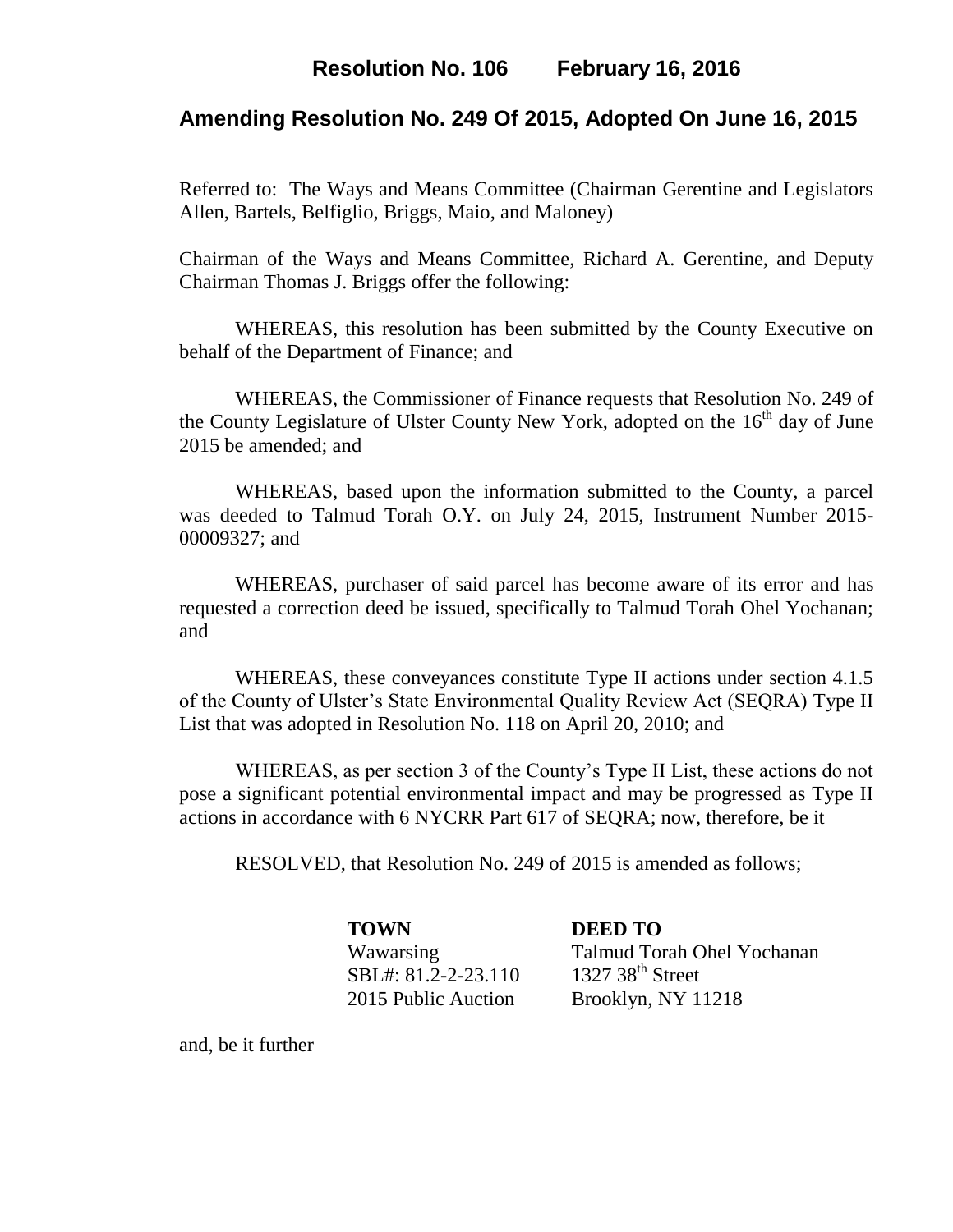# Resolution No. 106 February 16, 2016

## Amending Resolution No. 249 Of 2015, Adopted On June 16, 2015

Referred to: The Ways and Means Committee (Chairman Gerentine and Legislators Allen, Bartels, Belfiglio, Briggs, Maio, and Maloney)

Chairman of the Ways and Means Committee, Richard A. Gerentine, and Deputy Chairman Thomas J. Briggs offer the following:

WHEREAS, this resolution has been submitted by the County Executive on behalf of the Department of Finance; and

WHEREAS, the Commissioner of Finance requests that Resolution No. 249 of the County Legislature of Ulster County New York, adopted on the 16th day of June 2015 be amended; and

WHEREAS, based upon the information submitted to the County, a parcel was deeded to Talmud Torah O.Y. on July 24, 2015, Instrument Number 2015-00009327; and

WHEREAS, purchaser of said parcel has become aware of its error and has requested a correction deed be issued, specifically to Talmud Torah Ohel Yochanan; and

WHEREAS, these conveyances constitute Type II actions under section 4.1.5 of the County of Ulster's State Environmental Quality Review Act (SEQRA) Type II List that was adopted in Resolution No. 118 on April 20, 2010; and

WHEREAS, as per section 3 of the County's Type II List, these actions do not pose a significant potential environmental impact and may be progressed as Type II actions in accordance with 6 NYCRR Part 617 of SEQRA; now, therefore, be it

RESOLVED, that Resolution No. 249 of 2015 is amended as follows;

| **TOWN** | **DEED TO** |
|---|---|
| Wawarsing | Talmud Torah Ohel Yochanan |
| SBL#: 81.2-2-23.110 | 1327 38th Street |
| 2015 Public Auction | Brooklyn, NY 11218 |

and, be it further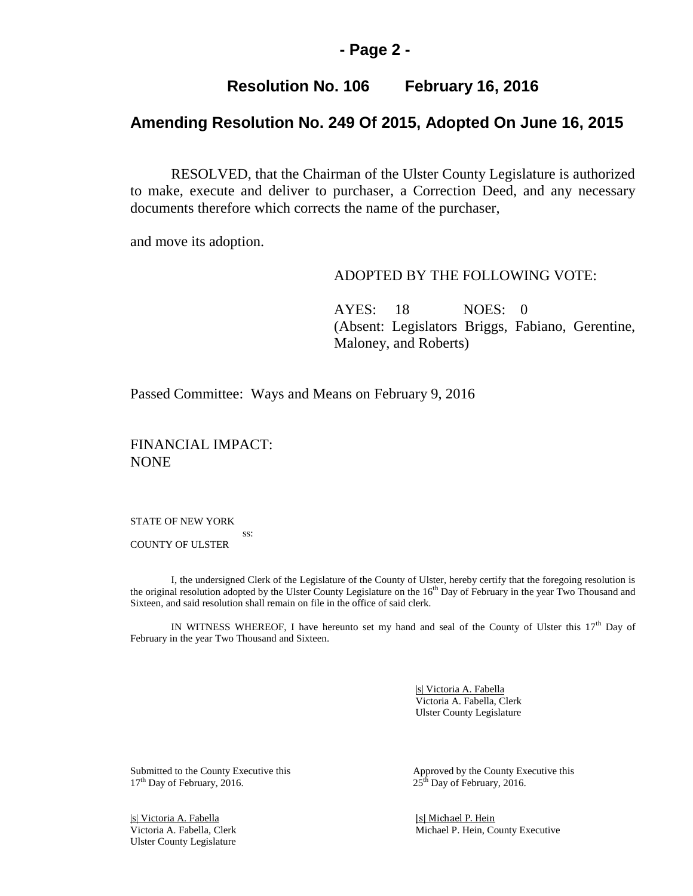## Resolution No. 106 February 16, 2016

## Amending Resolution No. 249 Of 2015, Adopted On June 16, 2015

RESOLVED, that the Chairman of the Ulster County Legislature is authorized to make, execute and deliver to purchaser, a Correction Deed, and any necessary documents therefore which corrects the name of the purchaser,

and move its adoption.

ADOPTED BY THE FOLLOWING VOTE:

AYES: 18 NOES: 0
(Absent: Legislators Briggs, Fabiano, Gerentine, Maloney, and Roberts)

Passed Committee: Ways and Means on February 9, 2016

FINANCIAL IMPACT:
NONE

STATE OF NEW YORK
ss:
COUNTY OF ULSTER

I, the undersigned Clerk of the Legislature of the County of Ulster, hereby certify that the foregoing resolution is the original resolution adopted by the Ulster County Legislature on the 16th Day of February in the year Two Thousand and Sixteen, and said resolution shall remain on file in the office of said clerk.

IN WITNESS WHEREOF, I have hereunto set my hand and seal of the County of Ulster this 17th Day of February in the year Two Thousand and Sixteen.

|s| Victoria A. Fabella
Victoria A. Fabella, Clerk
Ulster County Legislature

Submitted to the County Executive this 17th Day of February, 2016.

|s| Victoria A. Fabella
Victoria A. Fabella, Clerk
Ulster County Legislature

Approved by the County Executive this 25th Day of February, 2016.

|s| Michael P. Hein
Michael P. Hein, County Executive